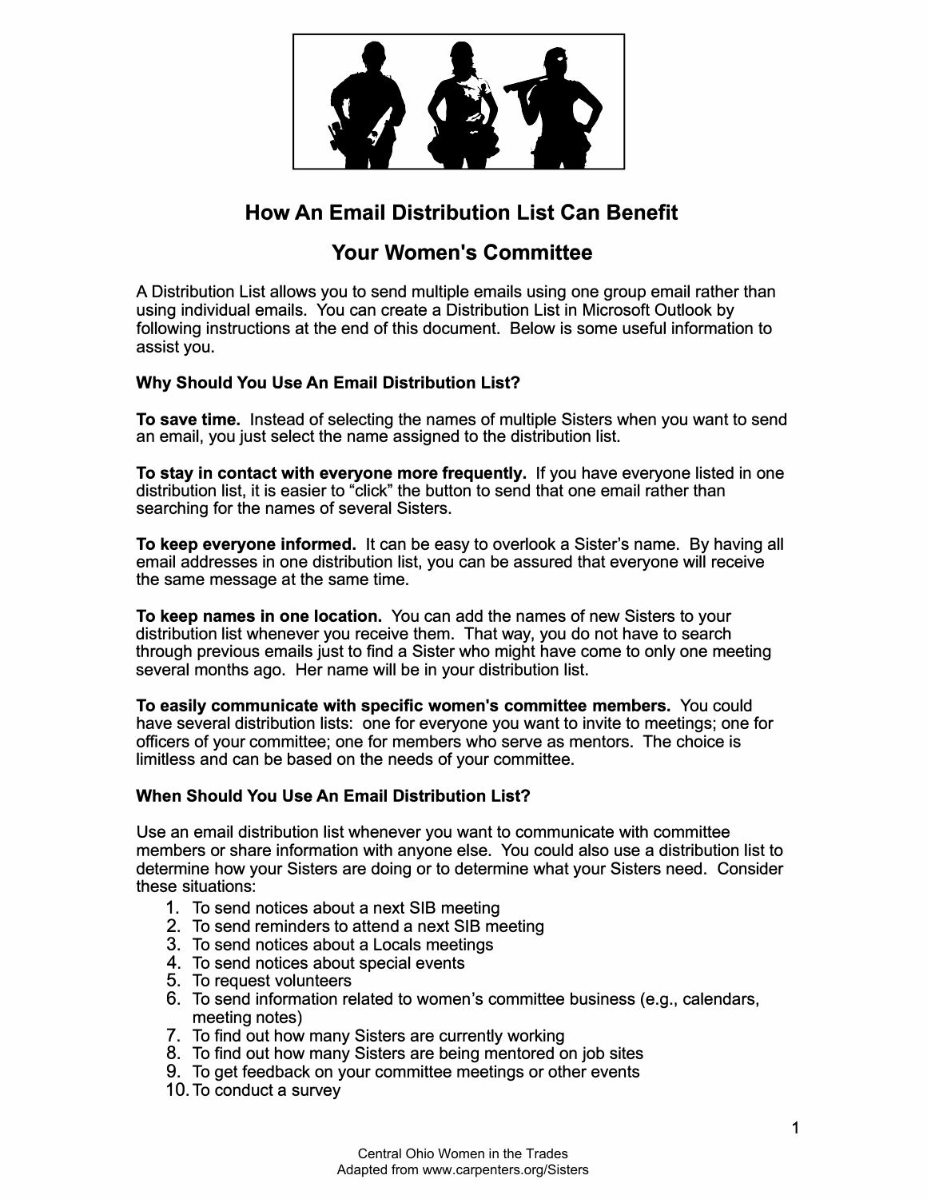# How An Email Distribution List Can Benefit Your Women's Committee

A Distribution List allows you to send multiple emails using one group email rather than using individual emails. You can create a Distribution List in Microsoft Outlook by following instructions at the end of this document. Below is some useful information to assist you.

### Why Should You Use An Email Distribution List?

**To save time.** Instead of selecting the names of multiple Sisters when you want to send an email, you just select the name assigned to the distribution list.

**To stay in contact with everyone more frequently.** If you have everyone listed in one distribution list, it is easier to "click" the button to send that one email rather than searching for the names of several Sisters.

**To keep everyone informed.** It can be easy to overlook a Sister's name. By having all email addresses in one distribution list, you can be assured that everyone will receive the same message at the same time.

**To keep names in one location.** You can add the names of new Sisters to your distribution list whenever you receive them. That way, you do not have to search through previous emails just to find a Sister who might have come to only one meeting several months ago. Her name will be in your distribution list.

**To easily communicate with specific women's committee members.** You could have several distribution lists: one for everyone you want to invite to meetings; one for officers of your committee; one for members who serve as mentors. The choice is limitless and can be based on the needs of your committee.

### When Should You Use An Email Distribution List?

Use an email distribution list whenever you want to communicate with committee members or share information with anyone else. You could also use a distribution list to determine how your Sisters are doing or to determine what your Sisters need. Consider these situations:

1. To send notices about a next SIB meeting
2. To send reminders to attend a next SIB meeting
3. To send notices about a Locals meetings
4. To send notices about special events
5. To request volunteers
6. To send information related to women's committee business (e.g., calendars, meeting notes)
7. To find out how many Sisters are currently working
8. To find out how many Sisters are being mentored on job sites
9. To get feedback on your committee meetings or other events
10. To conduct a survey

Central Ohio Women in the Trades
Adapted from www.carpenters.org/Sisters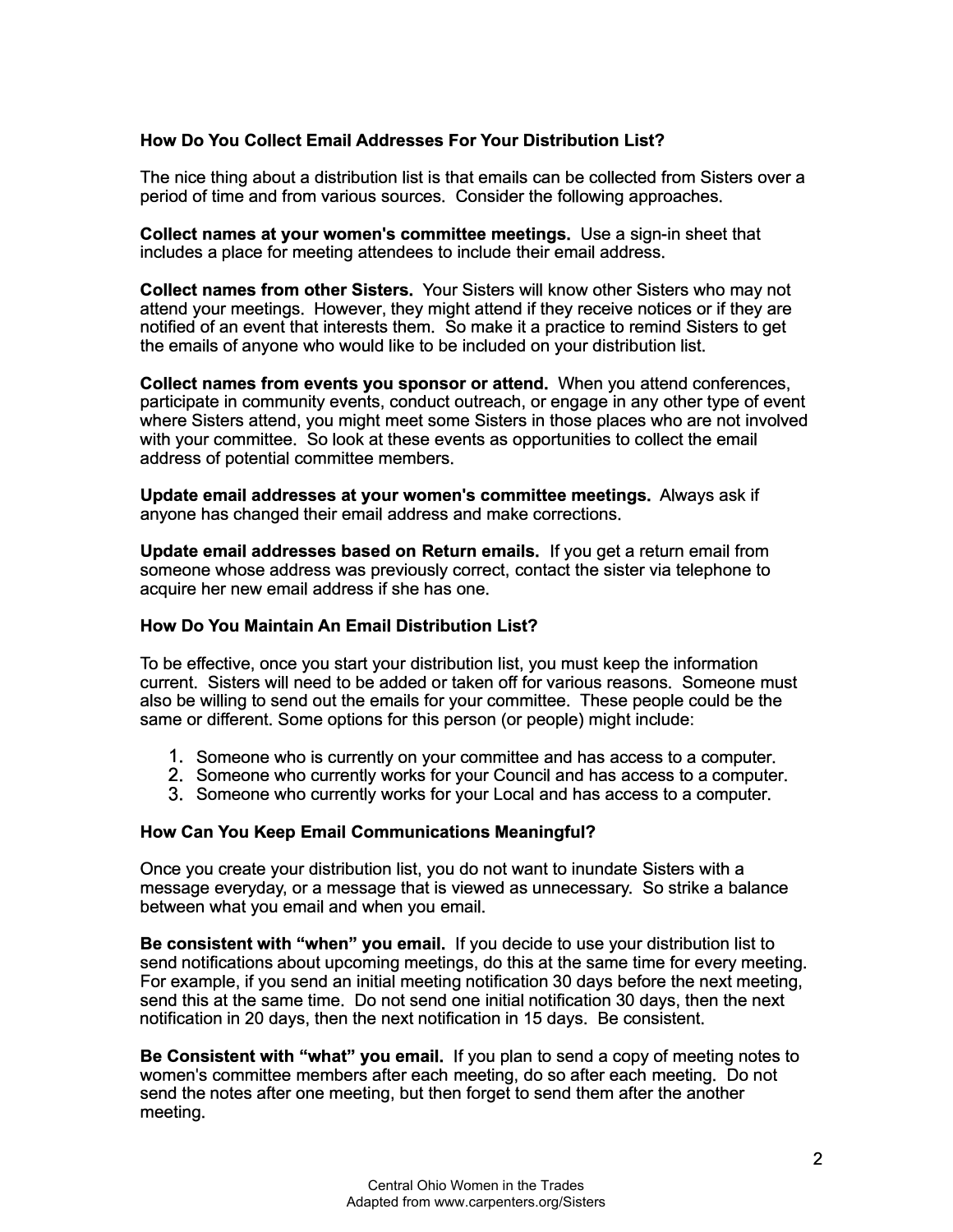### How Do You Collect Email Addresses For Your Distribution List?

The nice thing about a distribution list is that emails can be collected from Sisters over a period of time and from various sources. Consider the following approaches.

**Collect names at your women's committee meetings.** Use a sign-in sheet that includes a place for meeting attendees to include their email address.

**Collect names from other Sisters.** Your Sisters will know other Sisters who may not attend your meetings. However, they might attend if they receive notices or if they are notified of an event that interests them. So make it a practice to remind Sisters to get the emails of anyone who would like to be included on your distribution list.

**Collect names from events you sponsor or attend.** When you attend conferences, participate in community events, conduct outreach, or engage in any other type of event where Sisters attend, you might meet some Sisters in those places who are not involved with your committee. So look at these events as opportunities to collect the email address of potential committee members.

**Update email addresses at your women's committee meetings.** Always ask if anyone has changed their email address and make corrections.

**Update email addresses based on Return emails.** If you get a return email from someone whose address was previously correct, contact the sister via telephone to acquire her new email address if she has one.

### How Do You Maintain An Email Distribution List?

To be effective, once you start your distribution list, you must keep the information current. Sisters will need to be added or taken off for various reasons. Someone must also be willing to send out the emails for your committee. These people could be the same or different. Some options for this person (or people) might include:

1. Someone who is currently on your committee and has access to a computer.
2. Someone who currently works for your Council and has access to a computer.
3. Someone who currently works for your Local and has access to a computer.

### How Can You Keep Email Communications Meaningful?

Once you create your distribution list, you do not want to inundate Sisters with a message everyday, or a message that is viewed as unnecessary. So strike a balance between what you email and when you email.

**Be consistent with "when" you email.** If you decide to use your distribution list to send notifications about upcoming meetings, do this at the same time for every meeting. For example, if you send an initial meeting notification 30 days before the next meeting, send this at the same time. Do not send one initial notification 30 days, then the next notification in 20 days, then the next notification in 15 days. Be consistent.

**Be Consistent with "what" you email.** If you plan to send a copy of meeting notes to women's committee members after each meeting, do so after each meeting. Do not send the notes after one meeting, but then forget to send them after the another meeting.

Central Ohio Women in the Trades
Adapted from www.carpenters.org/Sisters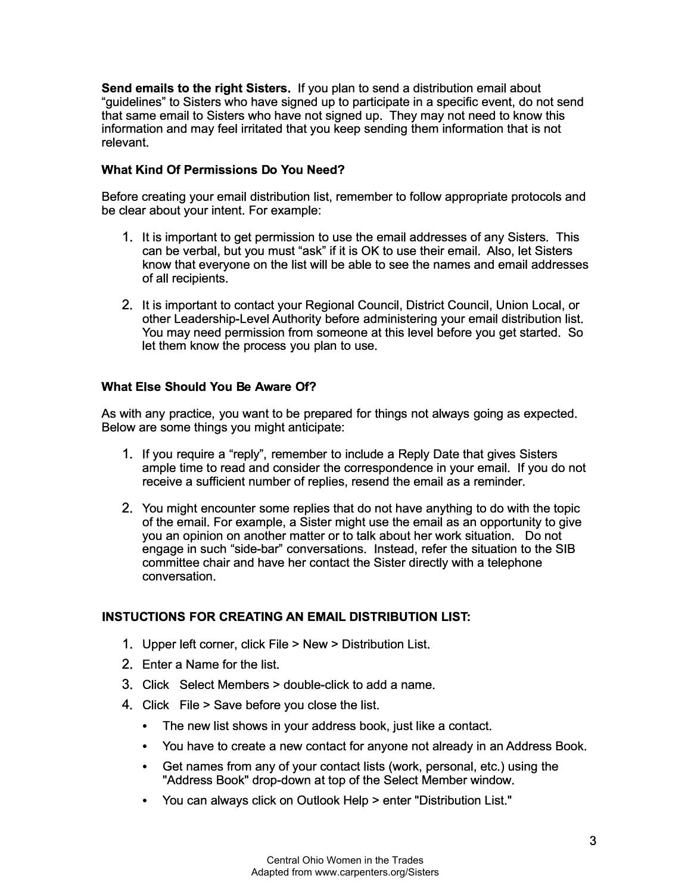**Send emails to the right Sisters.** If you plan to send a distribution email about "guidelines" to Sisters who have signed up to participate in a specific event, do not send that same email to Sisters who have not signed up. They may not need to know this information and may feel irritated that you keep sending them information that is not relevant.

### What Kind Of Permissions Do You Need?

Before creating your email distribution list, remember to follow appropriate protocols and be clear about your intent. For example:

1. It is important to get permission to use the email addresses of any Sisters. This can be verbal, but you must "ask" if it is OK to use their email. Also, let Sisters know that everyone on the list will be able to see the names and email addresses of all recipients.

2. It is important to contact your Regional Council, District Council, Union Local, or other Leadership-Level Authority before administering your email distribution list. You may need permission from someone at this level before you get started. So let them know the process you plan to use.

### What Else Should You Be Aware Of?

As with any practice, you want to be prepared for things not always going as expected. Below are some things you might anticipate:

1. If you require a "reply", remember to include a Reply Date that gives Sisters ample time to read and consider the correspondence in your email. If you do not receive a sufficient number of replies, resend the email as a reminder.

2. You might encounter some replies that do not have anything to do with the topic of the email. For example, a Sister might use the email as an opportunity to give you an opinion on another matter or to talk about her work situation. Do not engage in such "side-bar" conversations. Instead, refer the situation to the SIB committee chair and have her contact the Sister directly with a telephone conversation.

### INSTUCTIONS FOR CREATING AN EMAIL DISTRIBUTION LIST:

1. Upper left corner, click File > New > Distribution List.
2. Enter a Name for the list.
3. Click Select Members > double-click to add a name.
4. Click File > Save before you close the list.
   - The new list shows in your address book, just like a contact.
   - You have to create a new contact for anyone not already in an Address Book.
   - Get names from any of your contact lists (work, personal, etc.) using the "Address Book" drop-down at top of the Select Member window.
   - You can always click on Outlook Help > enter "Distribution List."